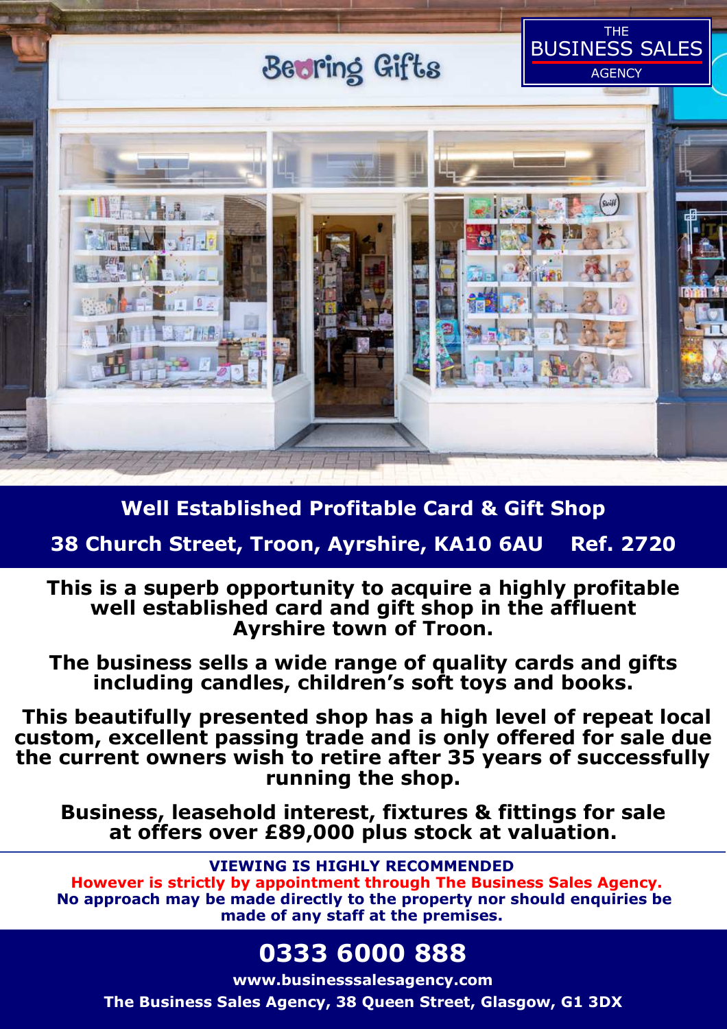THE BUSINESS SALES AGENCY

## Well Established Profitable Card & Gift Shop

## 38 Church Street, Troon, Ayrshire, KA10 6AU Ref. 2720

**This is a superb opportunity to acquire a highly profitable well established card and gift shop in the affluent Ayrshire town of Troon.**

**The business sells a wide range of quality cards and gifts including candles, children's soft toys and books.**

**This beautifully presented shop has a high level of repeat local custom, excellent passing trade and is only offered for sale due the current owners wish to retire after 35 years of successfully running the shop.**

**Business, leasehold interest, fixtures & fittings for sale at offers over £89,000 plus stock at valuation.**

**VIEWING IS HIGHLY RECOMMENDED**

**However is strictly by appointment through The Business Sales Agency.**

**No approach may be made directly to the property nor should enquiries be made of any staff at the premises.**

## 0333 6000 888

**www.businesssalesagency.com**

**The Business Sales Agency, 38 Queen Street, Glasgow, G1 3DX**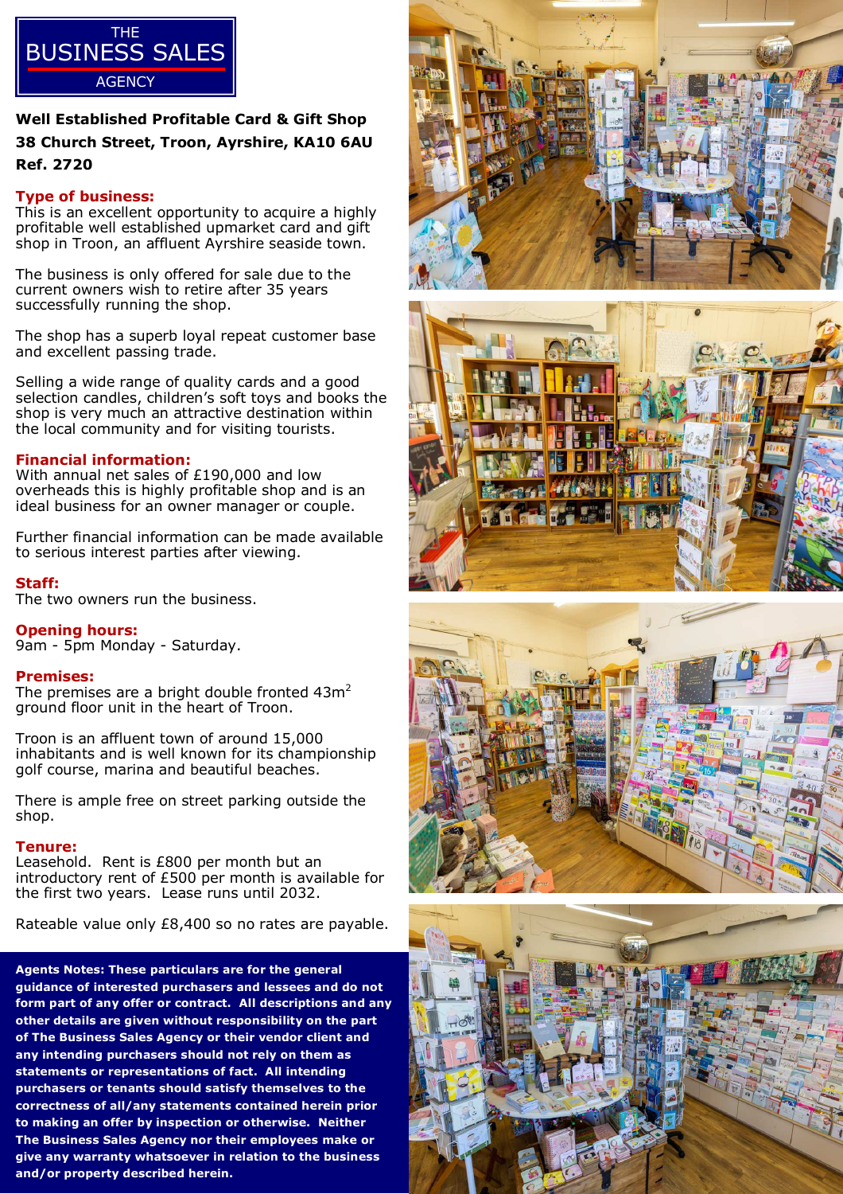THE BUSINESS SALES AGENCY

**Well Established Profitable Card & Gift Shop**
**38 Church Street, Troon, Ayrshire, KA10 6AU**
**Ref. 2720**

## Type of business:

This is an excellent opportunity to acquire a highly profitable well established upmarket card and gift shop in Troon, an affluent Ayrshire seaside town.

The business is only offered for sale due to the current owners wish to retire after 35 years successfully running the shop.

The shop has a superb loyal repeat customer base and excellent passing trade.

Selling a wide range of quality cards and a good selection candles, children's soft toys and books the shop is very much an attractive destination within the local community and for visiting tourists.

## Financial information:

With annual net sales of £190,000 and low overheads this is highly profitable shop and is an ideal business for an owner manager or couple.

Further financial information can be made available to serious interest parties after viewing.

## Staff:

The two owners run the business.

## Opening hours:

9am - 5pm Monday - Saturday.

## Premises:

The premises are a bright double fronted 43m$^2$ ground floor unit in the heart of Troon.

Troon is an affluent town of around 15,000 inhabitants and is well known for its championship golf course, marina and beautiful beaches.

There is ample free on street parking outside the shop.

## Tenure:

Leasehold. Rent is £800 per month but an introductory rent of £500 per month is available for the first two years. Lease runs until 2032.

Rateable value only £8,400 so no rates are payable.

**Agents Notes: These particulars are for the general guidance of interested purchasers and lessees and do not form part of any offer or contract. All descriptions and any other details are given without responsibility on the part of The Business Sales Agency or their vendor client and any intending purchasers should not rely on them as statements or representations of fact. All intending purchasers or tenants should satisfy themselves to the correctness of all/any statements contained herein prior to making an offer by inspection or otherwise. Neither The Business Sales Agency nor their employees make or give any warranty whatsoever in relation to the business and/or property described herein.**